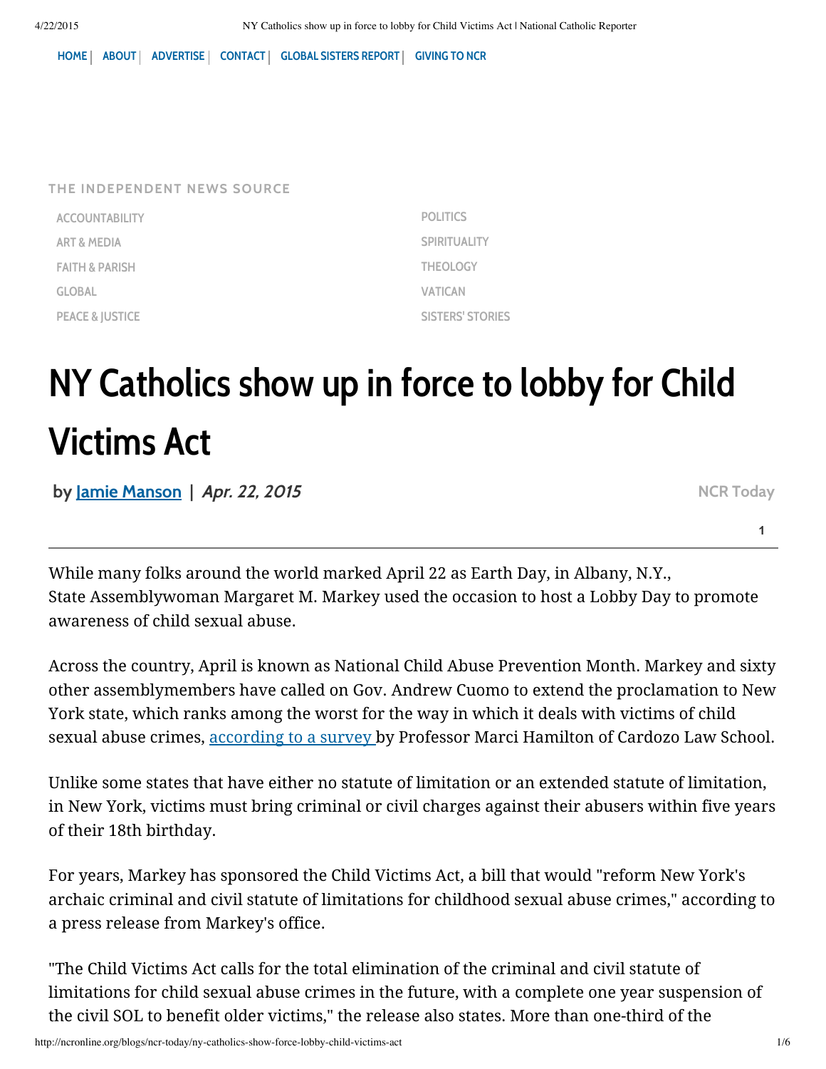HOME | ABOUT | ADVERTISE | CONTACT | GLOBAL SISTERS REPORT | GIVING TO NCR

THE INDEPENDENT NEWS SOURCE

ACCOUNTABILITY
ART & MEDIA
FAITH & PARISH
GLOBAL
PEACE & JUSTICE
POLITICS
SPIRITUALITY
THEOLOGY
VATICAN
SISTERS' STORIES

# NY Catholics show up in force to lobby for Child Victims Act

**by Jamie Manson** | *Apr. 22, 2015*

NCR Today

1

While many folks around the world marked April 22 as Earth Day, in Albany, N.Y., State Assemblywoman Margaret M. Markey used the occasion to host a Lobby Day to promote awareness of child sexual abuse.

Across the country, April is known as National Child Abuse Prevention Month. Markey and sixty other assemblymembers have called on Gov. Andrew Cuomo to extend the proclamation to New York state, which ranks among the worst for the way in which it deals with victims of child sexual abuse crimes, according to a survey by Professor Marci Hamilton of Cardozo Law School.

Unlike some states that have either no statute of limitation or an extended statute of limitation, in New York, victims must bring criminal or civil charges against their abusers within five years of their 18th birthday.

For years, Markey has sponsored the Child Victims Act, a bill that would "reform New York's archaic criminal and civil statute of limitations for childhood sexual abuse crimes," according to a press release from Markey's office.

"The Child Victims Act calls for the total elimination of the criminal and civil statute of limitations for child sexual abuse crimes in the future, with a complete one year suspension of the civil SOL to benefit older victims," the release also states. More than one-third of the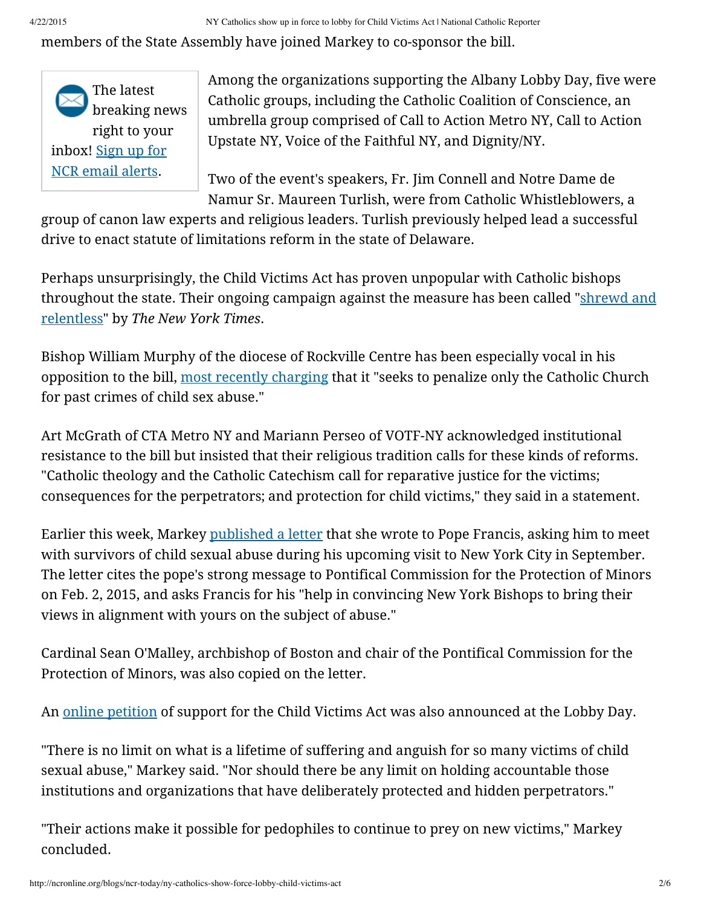members of the State Assembly have joined Markey to co-sponsor the bill.

The latest breaking news right to your inbox! Sign up for NCR email alerts.

Among the organizations supporting the Albany Lobby Day, five were Catholic groups, including the Catholic Coalition of Conscience, an umbrella group comprised of Call to Action Metro NY, Call to Action Upstate NY, Voice of the Faithful NY, and Dignity/NY.

Two of the event's speakers, Fr. Jim Connell and Notre Dame de Namur Sr. Maureen Turlish, were from Catholic Whistleblowers, a group of canon law experts and religious leaders. Turlish previously helped lead a successful drive to enact statute of limitations reform in the state of Delaware.

Perhaps unsurprisingly, the Child Victims Act has proven unpopular with Catholic bishops throughout the state. Their ongoing campaign against the measure has been called "shrewd and relentless" by *The New York Times*.

Bishop William Murphy of the diocese of Rockville Centre has been especially vocal in his opposition to the bill, most recently charging that it "seeks to penalize only the Catholic Church for past crimes of child sex abuse."

Art McGrath of CTA Metro NY and Mariann Perseo of VOTF-NY acknowledged institutional resistance to the bill but insisted that their religious tradition calls for these kinds of reforms. "Catholic theology and the Catholic Catechism call for reparative justice for the victims; consequences for the perpetrators; and protection for child victims," they said in a statement.

Earlier this week, Markey published a letter that she wrote to Pope Francis, asking him to meet with survivors of child sexual abuse during his upcoming visit to New York City in September. The letter cites the pope's strong message to Pontifical Commission for the Protection of Minors on Feb. 2, 2015, and asks Francis for his "help in convincing New York Bishops to bring their views in alignment with yours on the subject of abuse."

Cardinal Sean O'Malley, archbishop of Boston and chair of the Pontifical Commission for the Protection of Minors, was also copied on the letter.

An online petition of support for the Child Victims Act was also announced at the Lobby Day.

"There is no limit on what is a lifetime of suffering and anguish for so many victims of child sexual abuse," Markey said. "Nor should there be any limit on holding accountable those institutions and organizations that have deliberately protected and hidden perpetrators."

"Their actions make it possible for pedophiles to continue to prey on new victims," Markey concluded.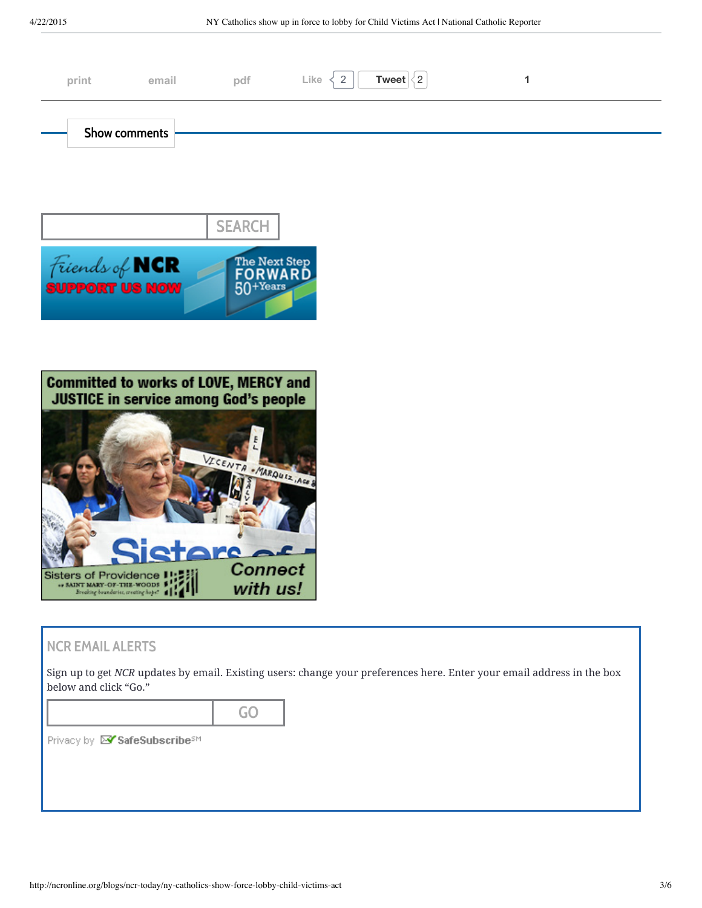print email pdf Like 2 Tweet 2 1

Show comments

SEARCH

Friends of NCR SUPPORT US NOW The Next Step FORWARD 50+Years

Committed to works of LOVE, MERCY and JUSTICE in service among God's people

Sisters of Providence SAINT MARY-OF-THE-WOODS Breaking boundaries, creating hope! Connect with us!

## NCR EMAIL ALERTS

Sign up to get *NCR* updates by email. Existing users: change your preferences here. Enter your email address in the box below and click "Go."

GO

Privacy by SafeSubscribe[SM]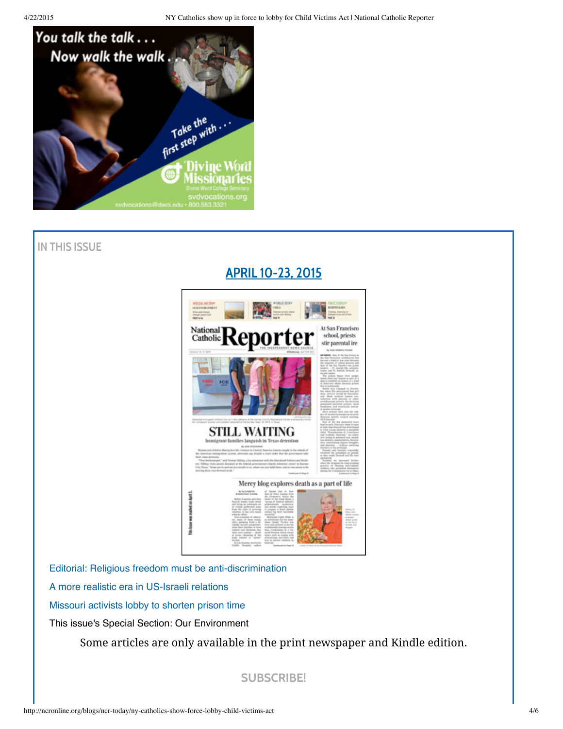You talk the talk . . .
Now walk the walk . . .

Take the first step with . . .

Divine Word Missionaries
Divine Word College Seminary
svdvocations.org
svdvocations@dwci.edu • 800.553.3321

## IN THIS ISSUE

### APRIL 10-23, 2015

Editorial: Religious freedom must be anti-discrimination

A more realistic era in US-Israeli relations

Missouri activists lobby to shorten prison time

This issue's Special Section: Our Environment

Some articles are only available in the print newspaper and Kindle edition.

SUBSCRIBE!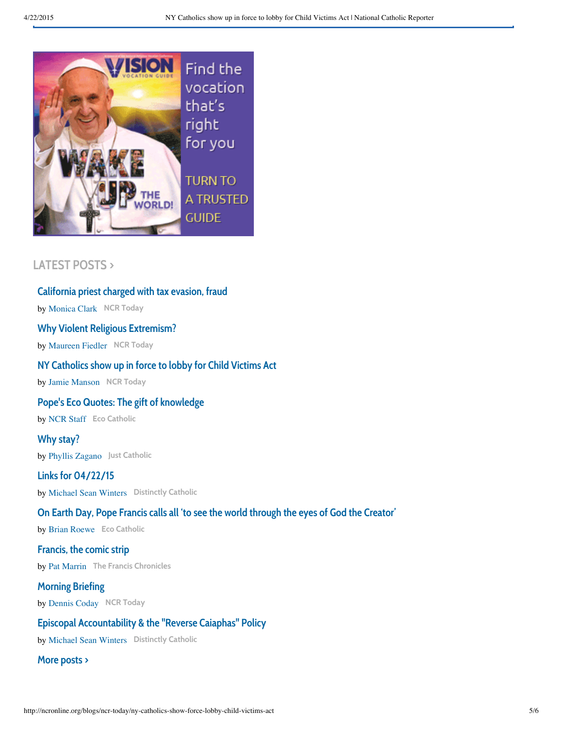Find the vocation that's right for you

TURN TO A TRUSTED GUIDE

## LATEST POSTS ›

**California priest charged with tax evasion, fraud**

by Monica Clark NCR Today

**Why Violent Religious Extremism?**

by Maureen Fiedler NCR Today

**NY Catholics show up in force to lobby for Child Victims Act**

by Jamie Manson NCR Today

**Pope's Eco Quotes: The gift of knowledge**

by NCR Staff Eco Catholic

**Why stay?**

by Phyllis Zagano Just Catholic

**Links for 04/22/15**

by Michael Sean Winters Distinctly Catholic

**On Earth Day, Pope Francis calls all 'to see the world through the eyes of God the Creator'**

by Brian Roewe Eco Catholic

**Francis, the comic strip**

by Pat Marrin The Francis Chronicles

**Morning Briefing**

by Dennis Coday NCR Today

**Episcopal Accountability & the "Reverse Caiaphas" Policy**

by Michael Sean Winters Distinctly Catholic

**More posts ›**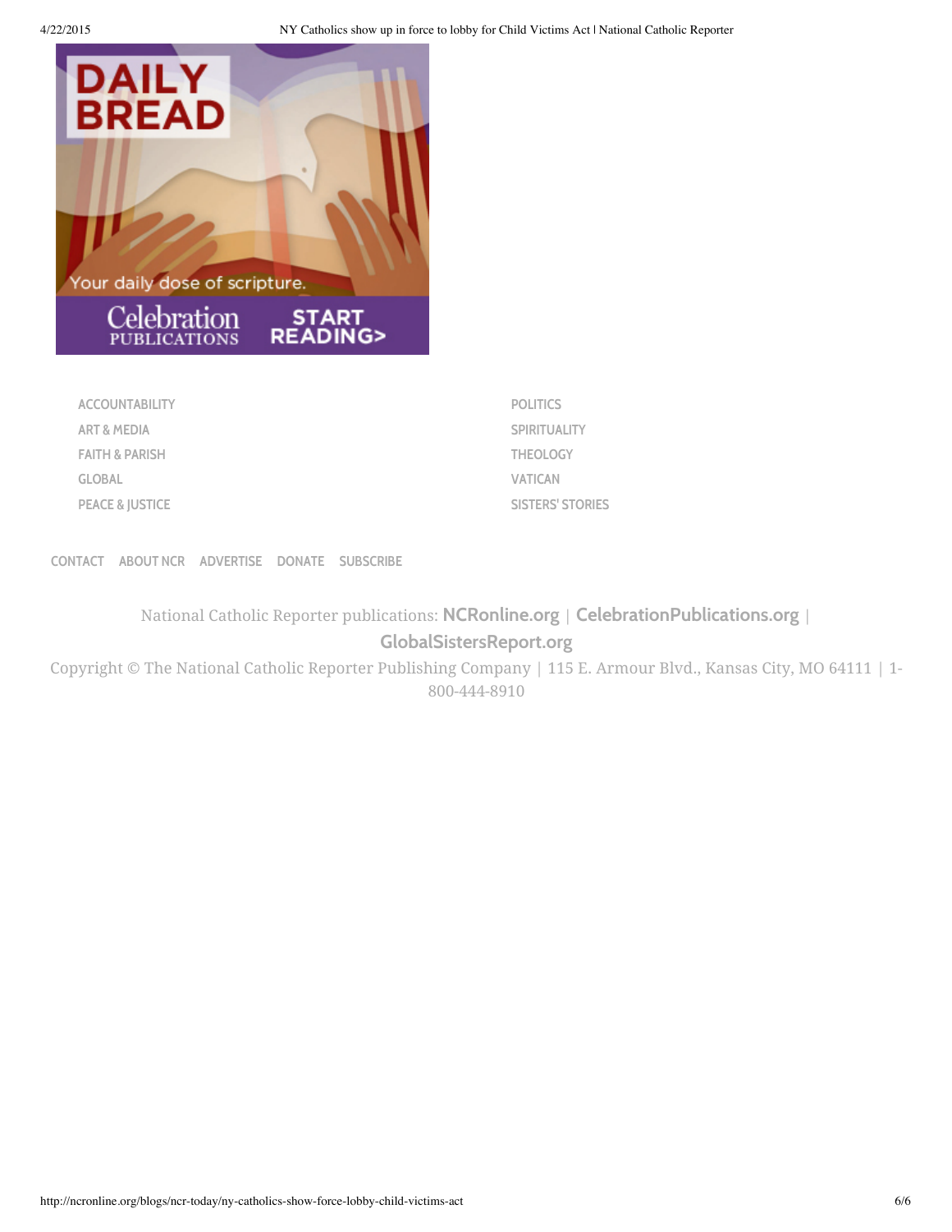ACCOUNTABILITY
ART & MEDIA
FAITH & PARISH
GLOBAL
PEACE & JUSTICE
POLITICS
SPIRITUALITY
THEOLOGY
VATICAN
SISTERS' STORIES

CONTACT ABOUT NCR ADVERTISE DONATE SUBSCRIBE

National Catholic Reporter publications: **NCRonline.org** | **CelebrationPublications.org** | **GlobalSistersReport.org**

Copyright © The National Catholic Reporter Publishing Company | 115 E. Armour Blvd., Kansas City, MO 64111 | 1-800-444-8910